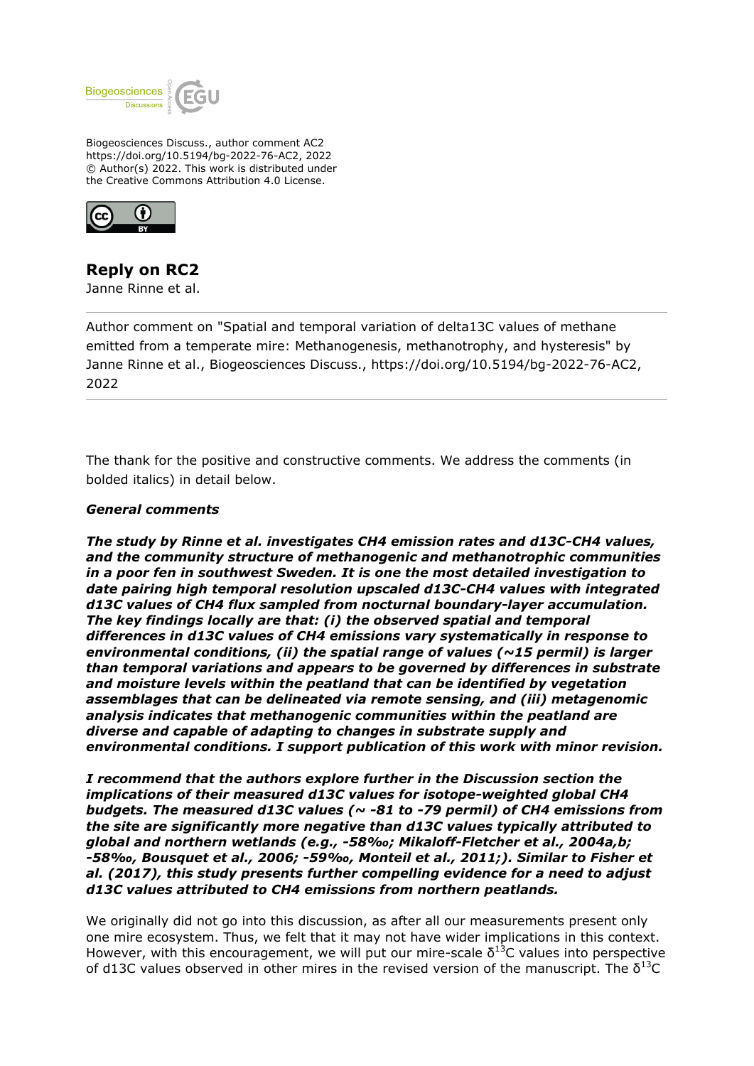Biogeosciences Discuss., author comment AC2
https://doi.org/10.5194/bg-2022-76-AC2, 2022
© Author(s) 2022. This work is distributed under
the Creative Commons Attribution 4.0 License.

# Reply on RC2

Janne Rinne et al.

---

Author comment on "Spatial and temporal variation of delta13C values of methane emitted from a temperate mire: Methanogenesis, methanotrophy, and hysteresis" by Janne Rinne et al., Biogeosciences Discuss., https://doi.org/10.5194/bg-2022-76-AC2, 2022

---

The thank for the positive and constructive comments. We address the comments (in bolded italics) in detail below.

***General comments***

***The study by Rinne et al. investigates CH4 emission rates and d13C-CH4 values, and the community structure of methanogenic and methanotrophic communities in a poor fen in southwest Sweden. It is one the most detailed investigation to date pairing high temporal resolution upscaled d13C-CH4 values with integrated d13C values of CH4 flux sampled from nocturnal boundary-layer accumulation. The key findings locally are that: (i) the observed spatial and temporal differences in d13C values of CH4 emissions vary systematically in response to environmental conditions, (ii) the spatial range of values (~15 permil) is larger than temporal variations and appears to be governed by differences in substrate and moisture levels within the peatland that can be identified by vegetation assemblages that can be delineated via remote sensing, and (iii) metagenomic analysis indicates that methanogenic communities within the peatland are diverse and capable of adapting to changes in substrate supply and environmental conditions. I support publication of this work with minor revision.***

***I recommend that the authors explore further in the Discussion section the implications of their measured d13C values for isotope-weighted global CH4 budgets. The measured d13C values (~ -81 to -79 permil) of CH4 emissions from the site are significantly more negative than d13C values typically attributed to global and northern wetlands (e.g., -58‰; Mikaloff-Fletcher et al., 2004a,b; -58‰, Bousquet et al., 2006; -59‰, Monteil et al., 2011;). Similar to Fisher et al. (2017), this study presents further compelling evidence for a need to adjust d13C values attributed to CH4 emissions from northern peatlands.***

We originally did not go into this discussion, as after all our measurements present only one mire ecosystem. Thus, we felt that it may not have wider implications in this context. However, with this encouragement, we will put our mire-scale $\delta^{13}C$ values into perspective of d13C values observed in other mires in the revised version of the manuscript. The $\delta^{13}C$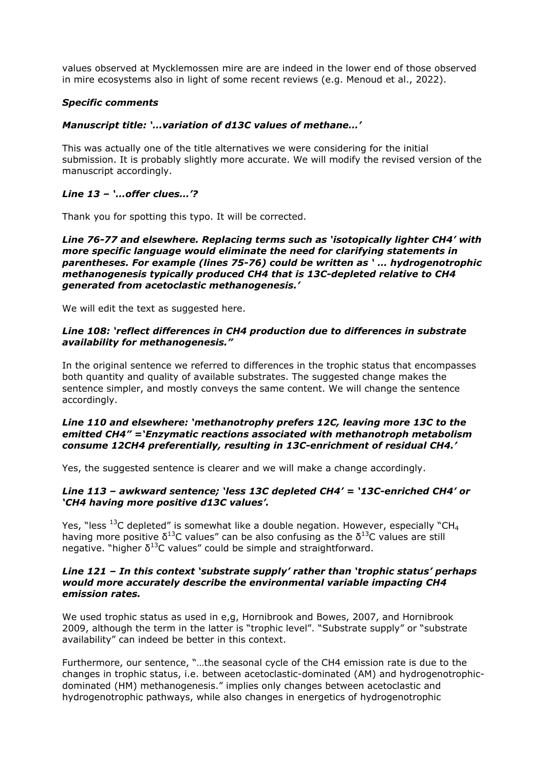values observed at Mycklemossen mire are are indeed in the lower end of those observed in mire ecosystems also in light of some recent reviews (e.g. Menoud et al., 2022).

***Specific comments***

***Manuscript title: '…variation of d13C values of methane…'***

This was actually one of the title alternatives we were considering for the initial submission. It is probably slightly more accurate. We will modify the revised version of the manuscript accordingly.

***Line 13 – '…offer clues…'?***

Thank you for spotting this typo. It will be corrected.

***Line 76-77 and elsewhere. Replacing terms such as 'isotopically lighter CH4' with more specific language would eliminate the need for clarifying statements in parentheses. For example (lines 75-76) could be written as ' … hydrogenotrophic methanogenesis typically produced CH4 that is 13C-depleted relative to CH4 generated from acetoclastic methanogenesis.'***

We will edit the text as suggested here.

***Line 108: 'reflect differences in CH4 production due to differences in substrate availability for methanogenesis."***

In the original sentence we referred to differences in the trophic status that encompasses both quantity and quality of available substrates. The suggested change makes the sentence simpler, and mostly conveys the same content. We will change the sentence accordingly.

***Line 110 and elsewhere: 'methanotrophy prefers 12C, leaving more 13C to the emitted CH4" ='Enzymatic reactions associated with methanotroph metabolism consume 12CH4 preferentially, resulting in 13C-enrichment of residual CH4.'***

Yes, the suggested sentence is clearer and we will make a change accordingly.

***Line 113 – awkward sentence; 'less 13C depleted CH4' = '13C-enriched CH4' or 'CH4 having more positive d13C values'.***

Yes, "less $^{13}$C depleted" is somewhat like a double negation. However, especially "$CH_4$ having more positive $\delta^{13}$C values" can be also confusing as the $\delta^{13}$C values are still negative. "higher $\delta^{13}$C values" could be simple and straightforward.

***Line 121 – In this context 'substrate supply' rather than 'trophic status' perhaps would more accurately describe the environmental variable impacting CH4 emission rates.***

We used trophic status as used in e,g, Hornibrook and Bowes, 2007, and Hornibrook 2009, although the term in the latter is "trophic level". "Substrate supply" or "substrate availability" can indeed be better in this context.

Furthermore, our sentence, "…the seasonal cycle of the CH4 emission rate is due to the changes in trophic status, i.e. between acetoclastic-dominated (AM) and hydrogenotrophic-dominated (HM) methanogenesis." implies only changes between acetoclastic and hydrogenotrophic pathways, while also changes in energetics of hydrogenotrophic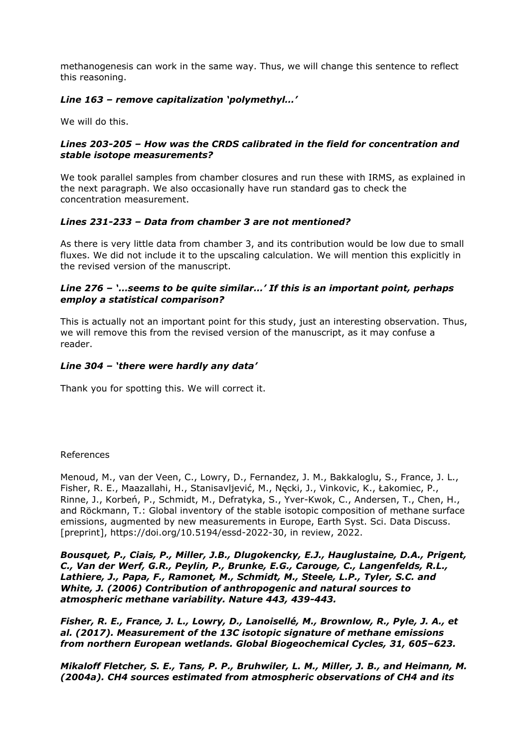methanogenesis can work in the same way. Thus, we will change this sentence to reflect this reasoning.

***Line 163 – remove capitalization 'polymethyl…'***

We will do this.

***Lines 203-205 – How was the CRDS calibrated in the field for concentration and stable isotope measurements?***

We took parallel samples from chamber closures and run these with IRMS, as explained in the next paragraph. We also occasionally have run standard gas to check the concentration measurement.

***Lines 231-233 – Data from chamber 3 are not mentioned?***

As there is very little data from chamber 3, and its contribution would be low due to small fluxes. We did not include it to the upscaling calculation. We will mention this explicitly in the revised version of the manuscript.

***Line 276 – '…seems to be quite similar…' If this is an important point, perhaps employ a statistical comparison?***

This is actually not an important point for this study, just an interesting observation. Thus, we will remove this from the revised version of the manuscript, as it may confuse a reader.

***Line 304 – 'there were hardly any data'***

Thank you for spotting this. We will correct it.

References

Menoud, M., van der Veen, C., Lowry, D., Fernandez, J. M., Bakkaloglu, S., France, J. L., Fisher, R. E., Maazallahi, H., Stanisavljević, M., Nęcki, J., Vinkovic, K., Łakomiec, P., Rinne, J., Korbeń, P., Schmidt, M., Defratyka, S., Yver-Kwok, C., Andersen, T., Chen, H., and Röckmann, T.: Global inventory of the stable isotopic composition of methane surface emissions, augmented by new measurements in Europe, Earth Syst. Sci. Data Discuss. [preprint], https://doi.org/10.5194/essd-2022-30, in review, 2022.

***Bousquet, P., Ciais, P., Miller, J.B., Dlugokencky, E.J., Hauglustaine, D.A., Prigent, C., Van der Werf, G.R., Peylin, P., Brunke, E.G., Carouge, C., Langenfelds, R.L., Lathiere, J., Papa, F., Ramonet, M., Schmidt, M., Steele, L.P., Tyler, S.C. and White, J. (2006) Contribution of anthropogenic and natural sources to atmospheric methane variability. Nature 443, 439-443.***

***Fisher, R. E., France, J. L., Lowry, D., Lanoisellé, M., Brownlow, R., Pyle, J. A., et al. (2017). Measurement of the 13C isotopic signature of methane emissions from northern European wetlands. Global Biogeochemical Cycles, 31, 605–623.***

***Mikaloff Fletcher, S. E., Tans, P. P., Bruhwiler, L. M., Miller, J. B., and Heimann, M. (2004a). CH4 sources estimated from atmospheric observations of CH4 and its***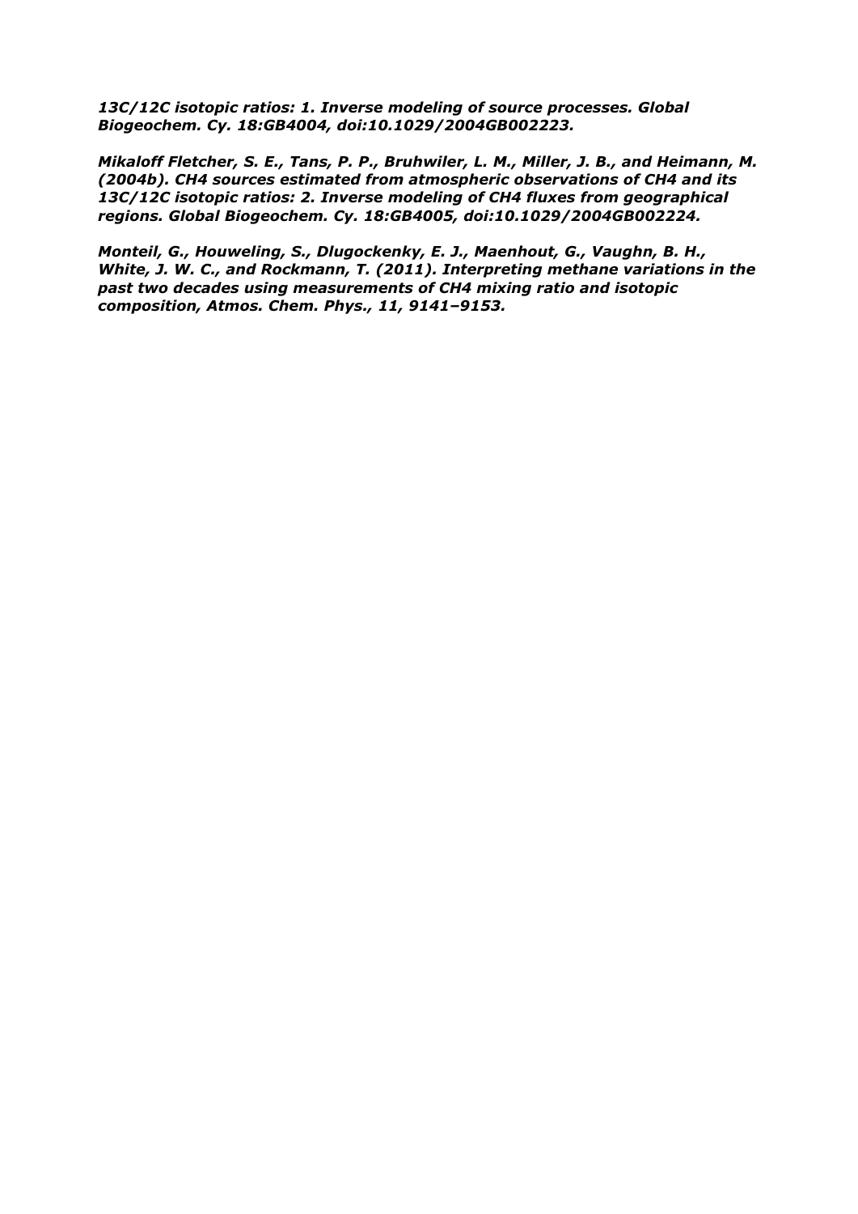*13C/12C isotopic ratios: 1. Inverse modeling of source processes. Global Biogeochem. Cy. 18:GB4004, doi:10.1029/2004GB002223.*

*Mikaloff Fletcher, S. E., Tans, P. P., Bruhwiler, L. M., Miller, J. B., and Heimann, M. (2004b). CH4 sources estimated from atmospheric observations of CH4 and its 13C/12C isotopic ratios: 2. Inverse modeling of CH4 fluxes from geographical regions. Global Biogeochem. Cy. 18:GB4005, doi:10.1029/2004GB002224.*

*Monteil, G., Houweling, S., Dlugockenky, E. J., Maenhout, G., Vaughn, B. H., White, J. W. C., and Rockmann, T. (2011). Interpreting methane variations in the past two decades using measurements of CH4 mixing ratio and isotopic composition, Atmos. Chem. Phys., 11, 9141–9153.*